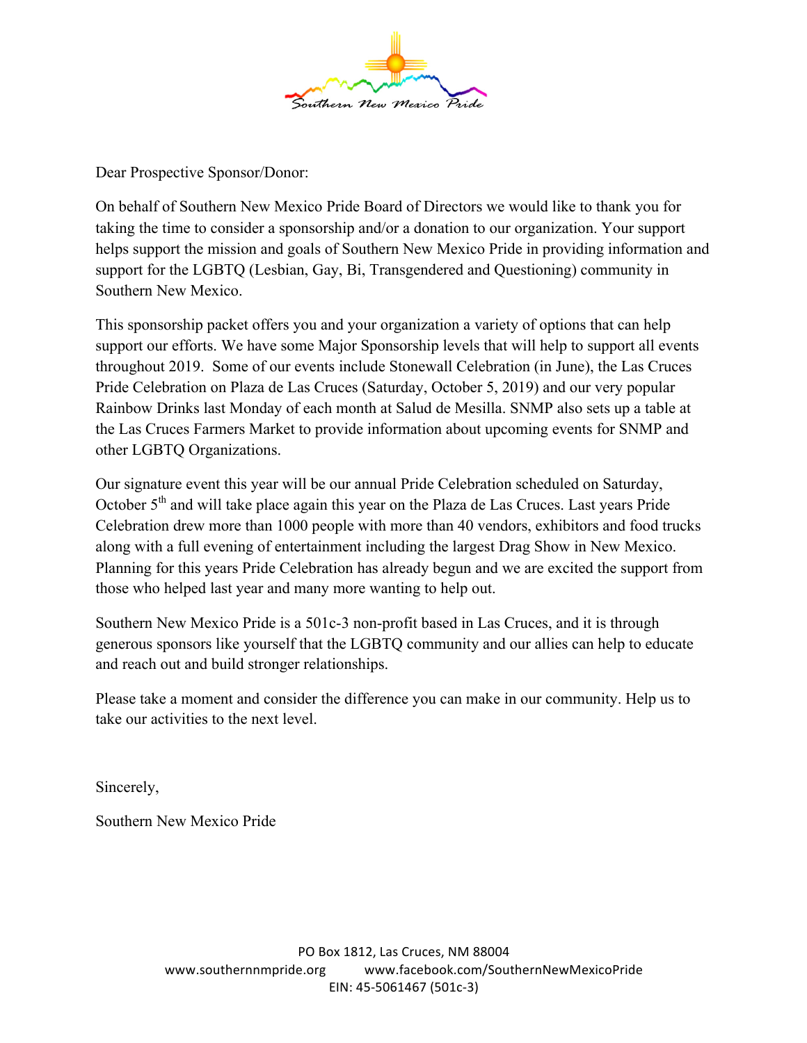Southern New Mexico Pride

Dear Prospective Sponsor/Donor:

On behalf of Southern New Mexico Pride Board of Directors we would like to thank you for taking the time to consider a sponsorship and/or a donation to our organization. Your support helps support the mission and goals of Southern New Mexico Pride in providing information and support for the LGBTQ (Lesbian, Gay, Bi, Transgendered and Questioning) community in Southern New Mexico.

This sponsorship packet offers you and your organization a variety of options that can help support our efforts. We have some Major Sponsorship levels that will help to support all events throughout 2019. Some of our events include Stonewall Celebration (in June), the Las Cruces Pride Celebration on Plaza de Las Cruces (Saturday, October 5, 2019) and our very popular Rainbow Drinks last Monday of each month at Salud de Mesilla. SNMP also sets up a table at the Las Cruces Farmers Market to provide information about upcoming events for SNMP and other LGBTQ Organizations.

Our signature event this year will be our annual Pride Celebration scheduled on Saturday, October 5th and will take place again this year on the Plaza de Las Cruces. Last years Pride Celebration drew more than 1000 people with more than 40 vendors, exhibitors and food trucks along with a full evening of entertainment including the largest Drag Show in New Mexico. Planning for this years Pride Celebration has already begun and we are excited the support from those who helped last year and many more wanting to help out.

Southern New Mexico Pride is a 501c-3 non-profit based in Las Cruces, and it is through generous sponsors like yourself that the LGBTQ community and our allies can help to educate and reach out and build stronger relationships.

Please take a moment and consider the difference you can make in our community. Help us to take our activities to the next level.

Sincerely,

Southern New Mexico Pride

PO Box 1812, Las Cruces, NM 88004
www.southernnmpride.org www.facebook.com/SouthernNewMexicoPride
EIN: 45-5061467 (501c-3)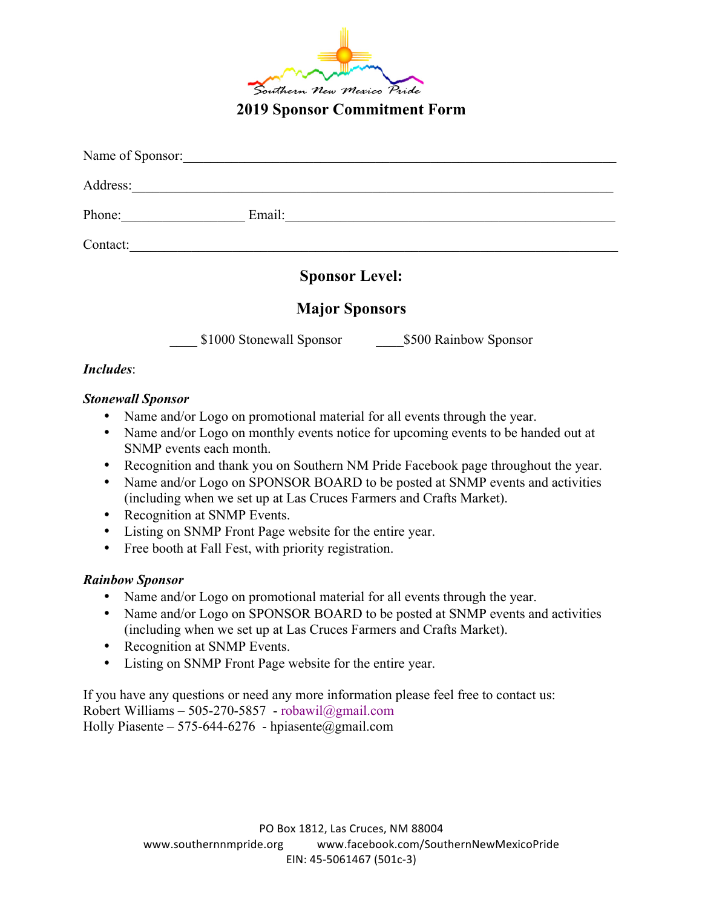Southern New Mexico Pride

# 2019 Sponsor Commitment Form

Name of Sponsor:\_\_\_\_\_\_\_\_\_\_\_\_\_\_\_\_\_\_\_\_\_\_\_\_\_\_\_\_\_\_\_\_\_\_\_\_\_\_\_\_\_\_\_\_\_\_\_\_

Address:\_\_\_\_\_\_\_\_\_\_\_\_\_\_\_\_\_\_\_\_\_\_\_\_\_\_\_\_\_\_\_\_\_\_\_\_\_\_\_\_\_\_\_\_\_\_\_\_\_\_\_\_\_\_

Phone:\_\_\_\_\_\_\_\_\_\_\_\_\_\_\_\_\_ Email:\_\_\_\_\_\_\_\_\_\_\_\_\_\_\_\_\_\_\_\_\_\_\_\_\_\_\_\_\_\_\_\_\_\_\_\_

Contact:\_\_\_\_\_\_\_\_\_\_\_\_\_\_\_\_\_\_\_\_\_\_\_\_\_\_\_\_\_\_\_\_\_\_\_\_\_\_\_\_\_\_\_\_\_\_\_\_\_\_\_\_\_\_\_\_

## Sponsor Level:

## Major Sponsors

\_\_\_\_ $1000 Stonewall Sponsor    \_\_\_\_$500 Rainbow Sponsor

***Includes***:

***Stonewall Sponsor***

- Name and/or Logo on promotional material for all events through the year.
- Name and/or Logo on monthly events notice for upcoming events to be handed out at SNMP events each month.
- Recognition and thank you on Southern NM Pride Facebook page throughout the year.
- Name and/or Logo on SPONSOR BOARD to be posted at SNMP events and activities (including when we set up at Las Cruces Farmers and Crafts Market).
- Recognition at SNMP Events.
- Listing on SNMP Front Page website for the entire year.
- Free booth at Fall Fest, with priority registration.

***Rainbow Sponsor***

- Name and/or Logo on promotional material for all events through the year.
- Name and/or Logo on SPONSOR BOARD to be posted at SNMP events and activities (including when we set up at Las Cruces Farmers and Crafts Market).
- Recognition at SNMP Events.
- Listing on SNMP Front Page website for the entire year.

If you have any questions or need any more information please feel free to contact us:
Robert Williams – 505-270-5857 - robawil@gmail.com
Holly Piasente – 575-644-6276 - hpiasente@gmail.com

PO Box 1812, Las Cruces, NM 88004
www.southernnmpride.org    www.facebook.com/SouthernNewMexicoPride
EIN: 45-5061467 (501c-3)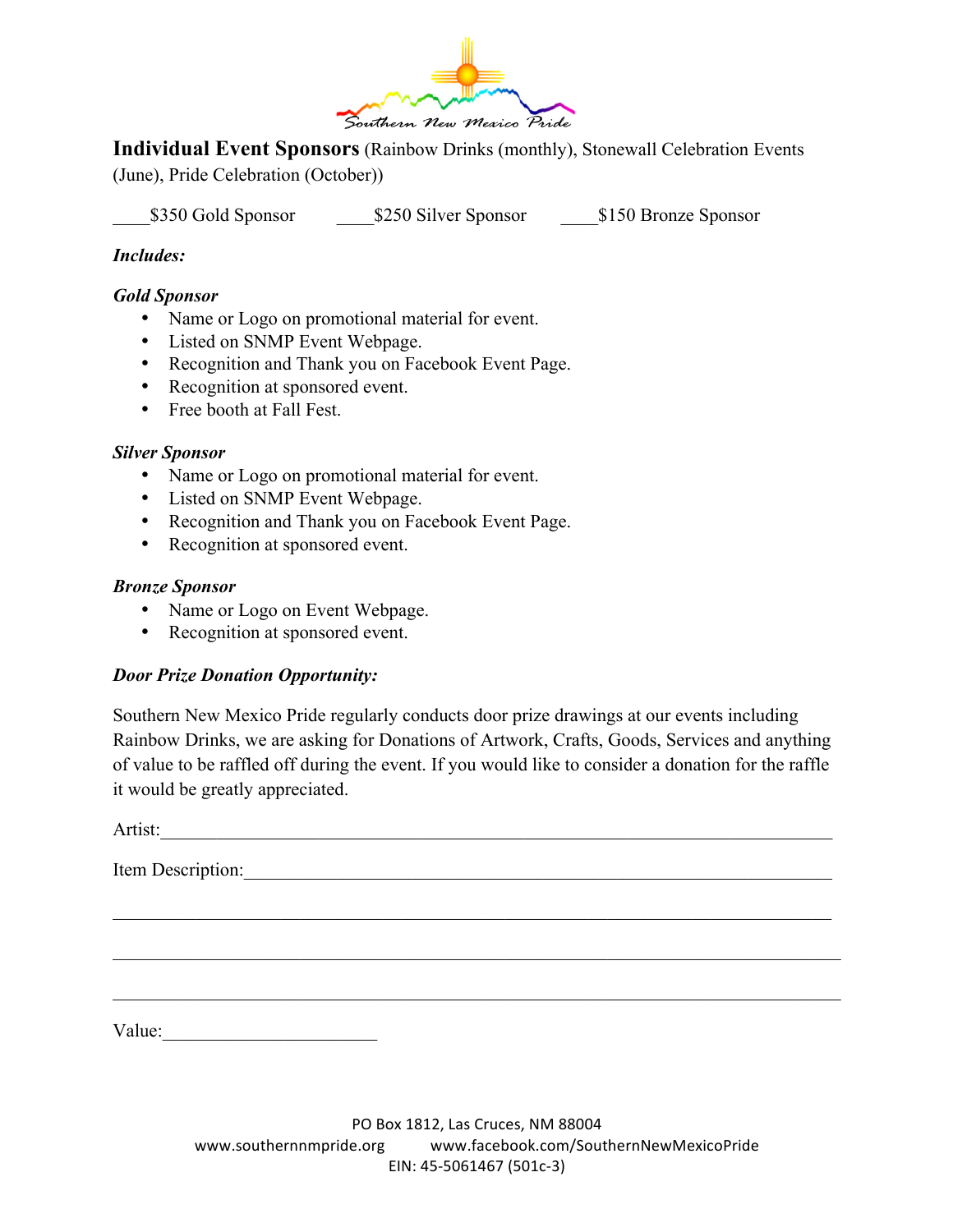Southern New Mexico Pride

**Individual Event Sponsors** (Rainbow Drinks (monthly), Stonewall Celebration Events (June), Pride Celebration (October))

\_\_\_\_$350 Gold Sponsor \_\_\_\_$250 Silver Sponsor \_\_\_\_$150 Bronze Sponsor

***Includes:***

***Gold Sponsor***

- Name or Logo on promotional material for event.
- Listed on SNMP Event Webpage.
- Recognition and Thank you on Facebook Event Page.
- Recognition at sponsored event.
- Free booth at Fall Fest.

***Silver Sponsor***

- Name or Logo on promotional material for event.
- Listed on SNMP Event Webpage.
- Recognition and Thank you on Facebook Event Page.
- Recognition at sponsored event.

***Bronze Sponsor***

- Name or Logo on Event Webpage.
- Recognition at sponsored event.

***Door Prize Donation Opportunity:***

Southern New Mexico Pride regularly conducts door prize drawings at our events including Rainbow Drinks, we are asking for Donations of Artwork, Crafts, Goods, Services and anything of value to be raffled off during the event. If you would like to consider a donation for the raffle it would be greatly appreciated.

Artist:\_\_\_\_\_\_\_\_\_\_\_\_\_\_\_\_\_\_\_\_\_\_\_\_\_\_\_\_\_\_\_\_\_\_\_\_\_\_\_\_\_\_\_\_\_\_\_\_\_\_\_\_\_\_\_\_\_\_\_\_

Item Description:\_\_\_\_\_\_\_\_\_\_\_\_\_\_\_\_\_\_\_\_\_\_\_\_\_\_\_\_\_\_\_\_\_\_\_\_\_\_\_\_\_\_\_\_\_\_\_\_\_\_

\_\_\_\_\_\_\_\_\_\_\_\_\_\_\_\_\_\_\_\_\_\_\_\_\_\_\_\_\_\_\_\_\_\_\_\_\_\_\_\_\_\_\_\_\_\_\_\_\_\_\_\_\_\_\_\_\_\_\_\_\_\_\_\_\_\_

\_\_\_\_\_\_\_\_\_\_\_\_\_\_\_\_\_\_\_\_\_\_\_\_\_\_\_\_\_\_\_\_\_\_\_\_\_\_\_\_\_\_\_\_\_\_\_\_\_\_\_\_\_\_\_\_\_\_\_\_\_\_\_\_\_\_

\_\_\_\_\_\_\_\_\_\_\_\_\_\_\_\_\_\_\_\_\_\_\_\_\_\_\_\_\_\_\_\_\_\_\_\_\_\_\_\_\_\_\_\_\_\_\_\_\_\_\_\_\_\_\_\_\_\_\_\_\_\_\_\_\_\_

Value:\_\_\_\_\_\_\_\_\_\_\_\_\_\_\_\_\_\_\_\_

PO Box 1812, Las Cruces, NM 88004
www.southernnmpride.org www.facebook.com/SouthernNewMexicoPride
EIN: 45-5061467 (501c-3)